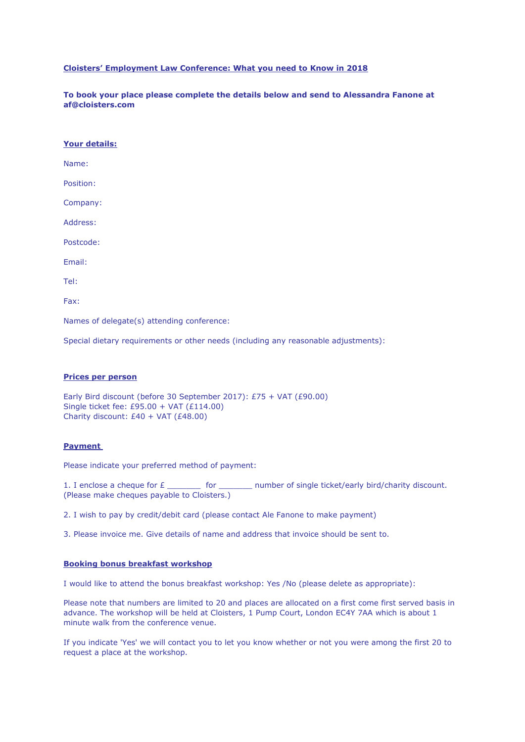**Cloisters' Employment Law Conference: What you need to Know in 2018**

**To book your place please complete the details below and send to Alessandra Fanone at af@cloisters.com**

**Your details:**

Name:

Position:

Company:

Address:

Postcode:

Email:

Tel:

Fax:

Names of delegate(s) attending conference:

Special dietary requirements or other needs (including any reasonable adjustments):

**Prices per person**

Early Bird discount (before 30 September 2017): £75 + VAT (£90.00)
Single ticket fee: £95.00 + VAT (£114.00)
Charity discount: £40 + VAT (£48.00)

**Payment**

Please indicate your preferred method of payment:

1. I enclose a cheque for £ _______ for _______ number of single ticket/early bird/charity discount. (Please make cheques payable to Cloisters.)

2. I wish to pay by credit/debit card (please contact Ale Fanone to make payment)

3. Please invoice me. Give details of name and address that invoice should be sent to.

**Booking bonus breakfast workshop**

I would like to attend the bonus breakfast workshop: Yes /No (please delete as appropriate):

Please note that numbers are limited to 20 and places are allocated on a first come first served basis in advance. The workshop will be held at Cloisters, 1 Pump Court, London EC4Y 7AA which is about 1 minute walk from the conference venue.

If you indicate 'Yes' we will contact you to let you know whether or not you were among the first 20 to request a place at the workshop.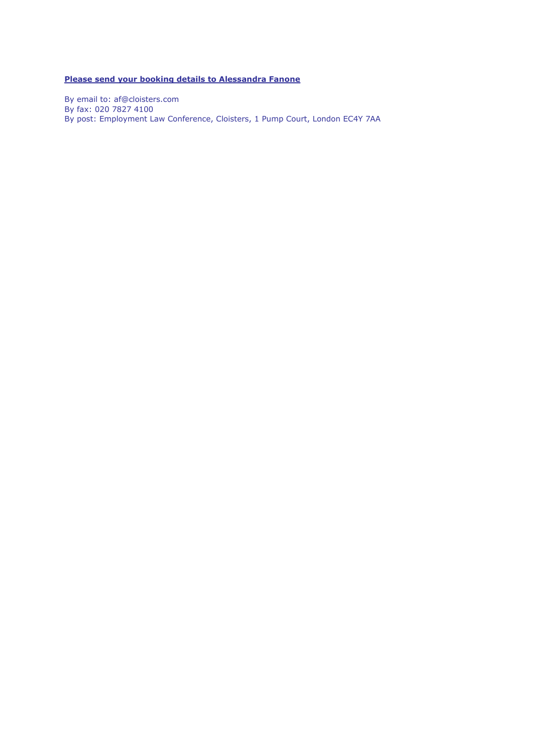**Please send your booking details to Alessandra Fanone**

By email to: af@cloisters.com
By fax: 020 7827 4100
By post: Employment Law Conference, Cloisters, 1 Pump Court, London EC4Y 7AA